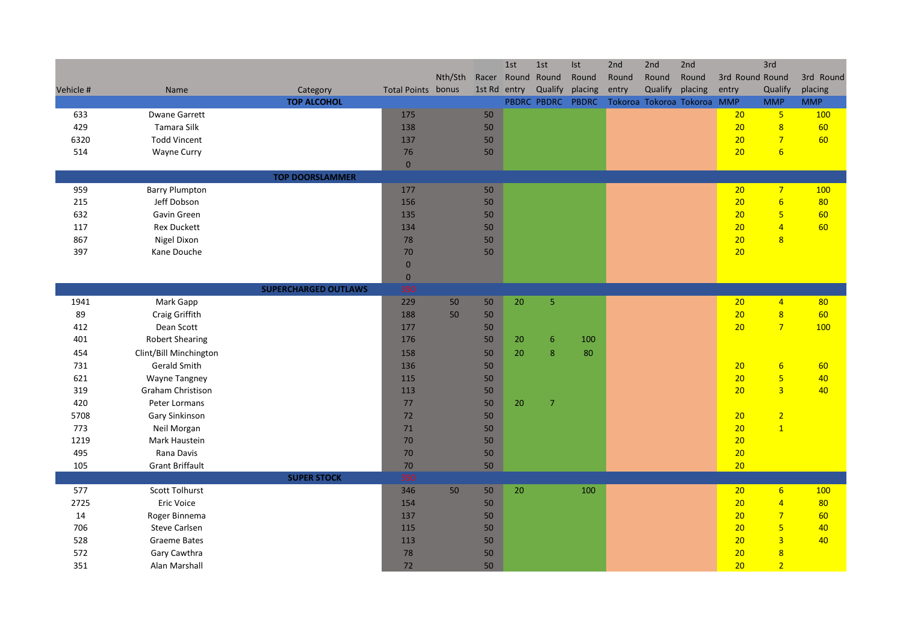| Vehicle # | Name | Category | Total Points | Nth/Sth bonus | Racer 1st Rd | 1st Round entry | 1st Round Qualify | Ist Round placing | 2nd Round entry | 2nd Round Qualify | 2nd Round placing | 3rd Round entry | 3rd Round Qualify | 3rd Round placing |
|---|---|---|---|---|---|---|---|---|---|---|---|---|---|---|
| | | **TOP ALCOHOL** | | | | PBDRC | PBDRC | PBDRC | Tokoroa | Tokoroa | Tokoroa | MMP | MMP | MMP |
| 633 | Dwane Garrett | | 175 | | 50 | | | | | | | 20 | 5 | 100 |
| 429 | Tamara Silk | | 138 | | 50 | | | | | | | 20 | 8 | 60 |
| 6320 | Todd Vincent | | 137 | | 50 | | | | | | | 20 | 7 | 60 |
| 514 | Wayne Curry | | 76 | | 50 | | | | | | | 20 | 6 | |
| | | | 0 | | | | | | | | | | | |
| | | **TOP DOORSLAMMER** | | | | | | | | | | | | |
| 959 | Barry Plumpton | | 177 | | 50 | | | | | | | 20 | 7 | 100 |
| 215 | Jeff Dobson | | 156 | | 50 | | | | | | | 20 | 6 | 80 |
| 632 | Gavin Green | | 135 | | 50 | | | | | | | 20 | 5 | 60 |
| 117 | Rex Duckett | | 134 | | 50 | | | | | | | 20 | 4 | 60 |
| 867 | Nigel Dixon | | 78 | | 50 | | | | | | | 20 | 8 | |
| 397 | Kane Douche | | 70 | | 50 | | | | | | | 20 | | |
| | | | 0 | | | | | | | | | | | |
| | | | 0 | | | | | | | | | | | |
| | | **SUPERCHARGED OUTLAWS** | 350 | | | | | | | | | | | |
| 1941 | Mark Gapp | | 229 | 50 | 50 | 20 | 5 | | | | | 20 | 4 | 80 |
| 89 | Craig Griffith | | 188 | 50 | 50 | | | | | | | 20 | 8 | 60 |
| 412 | Dean Scott | | 177 | | 50 | | | | | | | 20 | 7 | 100 |
| 401 | Robert Shearing | | 176 | | 50 | 20 | 6 | 100 | | | | | | |
| 454 | Clint/Bill Minchington | | 158 | | 50 | 20 | 8 | 80 | | | | | | |
| 731 | Gerald Smith | | 136 | | 50 | | | | | | | 20 | 6 | 60 |
| 621 | Wayne Tangney | | 115 | | 50 | | | | | | | 20 | 5 | 40 |
| 319 | Graham Christison | | 113 | | 50 | | | | | | | 20 | 3 | 40 |
| 420 | Peter Lormans | | 77 | | 50 | 20 | 7 | | | | | | | |
| 5708 | Gary Sinkinson | | 72 | | 50 | | | | | | | 20 | 2 | |
| 773 | Neil Morgan | | 71 | | 50 | | | | | | | 20 | 1 | |
| 1219 | Mark Haustein | | 70 | | 50 | | | | | | | 20 | | |
| 495 | Rana Davis | | 70 | | 50 | | | | | | | 20 | | |
| 105 | Grant Briffault | | 70 | | 50 | | | | | | | 20 | | |
| | | **SUPER STOCK** | 350 | | | | | | | | | | | |
| 577 | Scott Tolhurst | | 346 | 50 | 50 | 20 | | 100 | | | | 20 | 6 | 100 |
| 2725 | Eric Voice | | 154 | | 50 | | | | | | | 20 | 4 | 80 |
| 14 | Roger Binnema | | 137 | | 50 | | | | | | | 20 | 7 | 60 |
| 706 | Steve Carlsen | | 115 | | 50 | | | | | | | 20 | 5 | 40 |
| 528 | Graeme Bates | | 113 | | 50 | | | | | | | 20 | 3 | 40 |
| 572 | Gary Cawthra | | 78 | | 50 | | | | | | | 20 | 8 | |
| 351 | Alan Marshall | | 72 | | 50 | | | | | | | 20 | 2 | |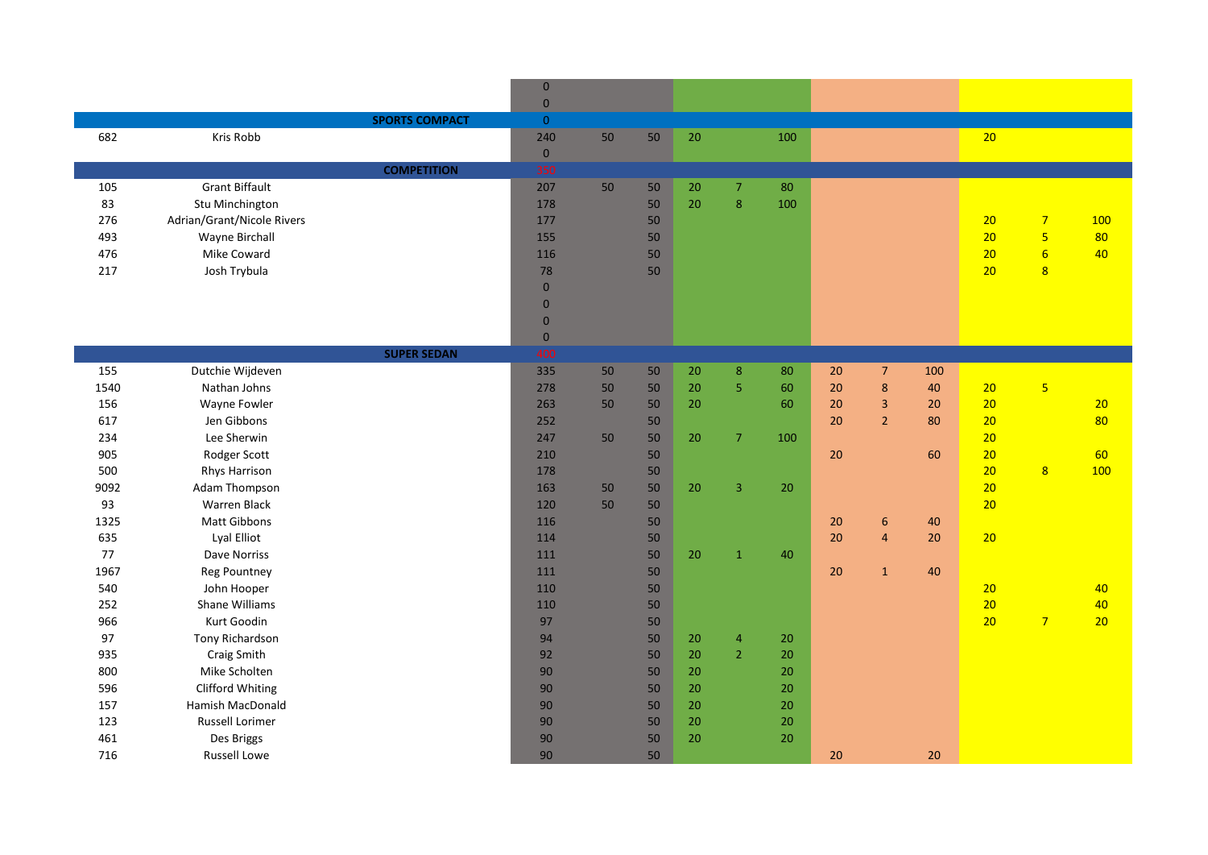| No. | Name | Total | | | | | | | | | | | |
|---|---|---|---|---|---|---|---|---|---|---|---|---|---|
| | | 0 | | | | | | | | | | | |
| | | 0 | | | | | | | | | | | |
| | **SPORTS COMPACT** | 0 | | | | | | | | | | | |
| 682 | Kris Robb | 240 | 50 | 50 | 20 | | 100 | | | | 20 | | |
| | | 0 | | | | | | | | | | | |
| | **COMPETITION** | 350 | | | | | | | | | | | |
| 105 | Grant Biffault | 207 | 50 | 50 | 20 | 7 | 80 | | | | | | |
| 83 | Stu Minchington | 178 | | 50 | 20 | 8 | 100 | | | | | | |
| 276 | Adrian/Grant/Nicole Rivers | 177 | | 50 | | | | | | | 20 | 7 | 100 |
| 493 | Wayne Birchall | 155 | | 50 | | | | | | | 20 | 5 | 80 |
| 476 | Mike Coward | 116 | | 50 | | | | | | | 20 | 6 | 40 |
| 217 | Josh Trybula | 78 | | 50 | | | | | | | 20 | 8 | |
| | | 0 | | | | | | | | | | | |
| | | 0 | | | | | | | | | | | |
| | | 0 | | | | | | | | | | | |
| | | 0 | | | | | | | | | | | |
| | **SUPER SEDAN** | 400 | | | | | | | | | | | |
| 155 | Dutchie Wijdeven | 335 | 50 | 50 | 20 | 8 | 80 | 20 | 7 | 100 | | | |
| 1540 | Nathan Johns | 278 | 50 | 50 | 20 | 5 | 60 | 20 | 8 | 40 | 20 | 5 | |
| 156 | Wayne Fowler | 263 | 50 | 50 | 20 | | 60 | 20 | 3 | 20 | 20 | | 20 |
| 617 | Jen Gibbons | 252 | | 50 | | | | 20 | 2 | 80 | 20 | | 80 |
| 234 | Lee Sherwin | 247 | 50 | 50 | 20 | 7 | 100 | | | | 20 | | |
| 905 | Rodger Scott | 210 | | 50 | | | | 20 | | 60 | 20 | | 60 |
| 500 | Rhys Harrison | 178 | | 50 | | | | | | | 20 | 8 | 100 |
| 9092 | Adam Thompson | 163 | 50 | 50 | 20 | 3 | 20 | | | | 20 | | |
| 93 | Warren Black | 120 | 50 | 50 | | | | | | | 20 | | |
| 1325 | Matt Gibbons | 116 | | 50 | | | | 20 | 6 | 40 | | | |
| 635 | Lyal Elliot | 114 | | 50 | | | | 20 | 4 | 20 | 20 | | |
| 77 | Dave Norriss | 111 | | 50 | 20 | 1 | 40 | | | | | | |
| 1967 | Reg Pountney | 111 | | 50 | | | | 20 | 1 | 40 | | | |
| 540 | John Hooper | 110 | | 50 | | | | | | | 20 | | 40 |
| 252 | Shane Williams | 110 | | 50 | | | | | | | 20 | | 40 |
| 966 | Kurt Goodin | 97 | | 50 | | | | | | | 20 | 7 | 20 |
| 97 | Tony Richardson | 94 | | 50 | 20 | 4 | 20 | | | | | | |
| 935 | Craig Smith | 92 | | 50 | 20 | 2 | 20 | | | | | | |
| 800 | Mike Scholten | 90 | | 50 | 20 | | 20 | | | | | | |
| 596 | Clifford Whiting | 90 | | 50 | 20 | | 20 | | | | | | |
| 157 | Hamish MacDonald | 90 | | 50 | 20 | | 20 | | | | | | |
| 123 | Russell Lorimer | 90 | | 50 | 20 | | 20 | | | | | | |
| 461 | Des Briggs | 90 | | 50 | 20 | | 20 | | | | | | |
| 716 | Russell Lowe | 90 | | 50 | | | | 20 | | 20 | | | |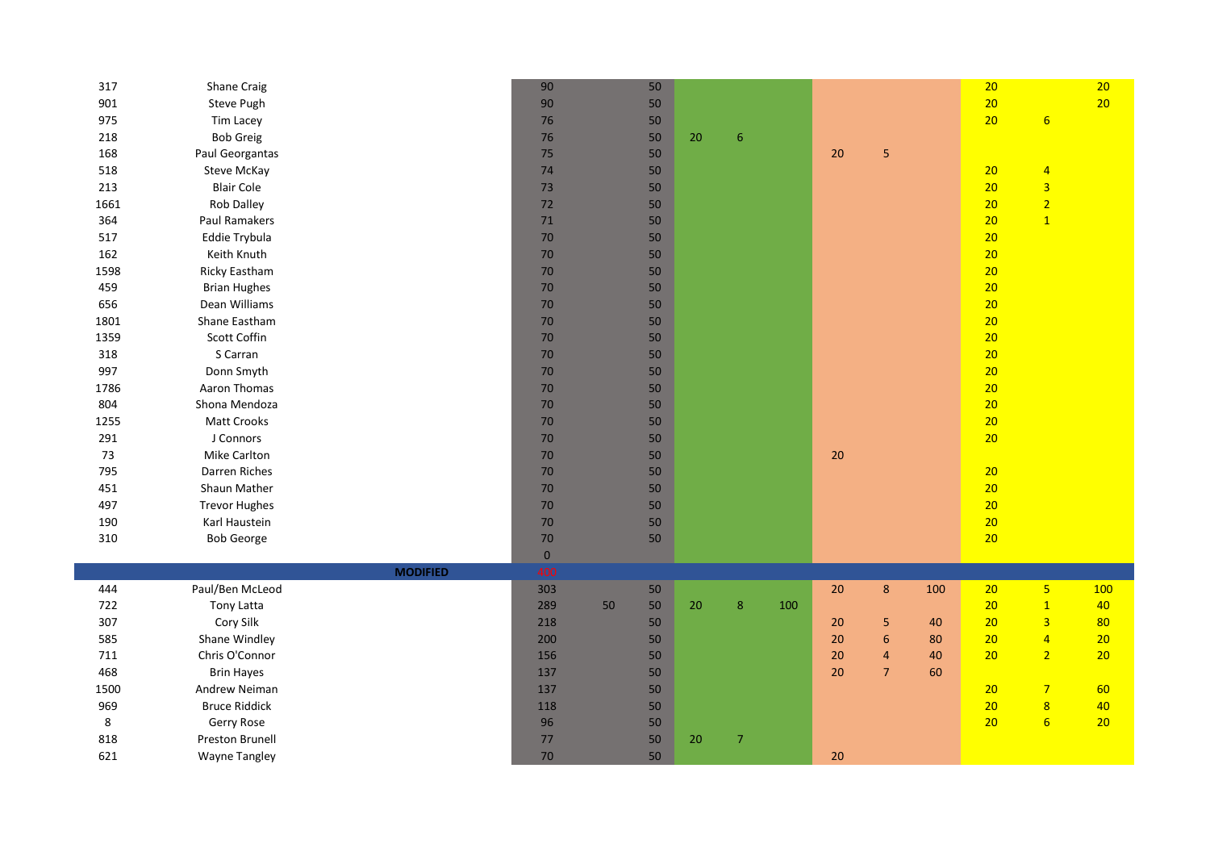| | | | | | | | | | | | | | |
|---|---|---|---|---|---|---|---|---|---|---|---|---|---|
| 317 | Shane Craig | 90 | | 50 | | | | | | | 20 | | 20 |
| 901 | Steve Pugh | 90 | | 50 | | | | | | | 20 | | 20 |
| 975 | Tim Lacey | 76 | | 50 | | | | | | | 20 | 6 | |
| 218 | Bob Greig | 76 | | 50 | 20 | 6 | | | | | | | |
| 168 | Paul Georgantas | 75 | | 50 | | | | 20 | 5 | | | | |
| 518 | Steve McKay | 74 | | 50 | | | | | | | 20 | 4 | |
| 213 | Blair Cole | 73 | | 50 | | | | | | | 20 | 3 | |
| 1661 | Rob Dalley | 72 | | 50 | | | | | | | 20 | 2 | |
| 364 | Paul Ramakers | 71 | | 50 | | | | | | | 20 | 1 | |
| 517 | Eddie Trybula | 70 | | 50 | | | | | | | 20 | | |
| 162 | Keith Knuth | 70 | | 50 | | | | | | | 20 | | |
| 1598 | Ricky Eastham | 70 | | 50 | | | | | | | 20 | | |
| 459 | Brian Hughes | 70 | | 50 | | | | | | | 20 | | |
| 656 | Dean Williams | 70 | | 50 | | | | | | | 20 | | |
| 1801 | Shane Eastham | 70 | | 50 | | | | | | | 20 | | |
| 1359 | Scott Coffin | 70 | | 50 | | | | | | | 20 | | |
| 318 | S Carran | 70 | | 50 | | | | | | | 20 | | |
| 997 | Donn Smyth | 70 | | 50 | | | | | | | 20 | | |
| 1786 | Aaron Thomas | 70 | | 50 | | | | | | | 20 | | |
| 804 | Shona Mendoza | 70 | | 50 | | | | | | | 20 | | |
| 1255 | Matt Crooks | 70 | | 50 | | | | | | | 20 | | |
| 291 | J Connors | 70 | | 50 | | | | | | | 20 | | |
| 73 | Mike Carlton | 70 | | 50 | | | | 20 | | | | | |
| 795 | Darren Riches | 70 | | 50 | | | | | | | 20 | | |
| 451 | Shaun Mather | 70 | | 50 | | | | | | | 20 | | |
| 497 | Trevor Hughes | 70 | | 50 | | | | | | | 20 | | |
| 190 | Karl Haustein | 70 | | 50 | | | | | | | 20 | | |
| 310 | Bob George | 70 | | 50 | | | | | | | 20 | | |
| | | 0 | | | | | | | | | | | |
| | **MODIFIED** | 433 | | | | | | | | | | | |
| 444 | Paul/Ben McLeod | 303 | | 50 | | | | 20 | 8 | 100 | 20 | 5 | 100 |
| 722 | Tony Latta | 289 | 50 | 50 | 20 | 8 | 100 | | | | 20 | 1 | 40 |
| 307 | Cory Silk | 218 | | 50 | | | | 20 | 5 | 40 | 20 | 3 | 80 |
| 585 | Shane Windley | 200 | | 50 | | | | 20 | 6 | 80 | 20 | 4 | 20 |
| 711 | Chris O'Connor | 156 | | 50 | | | | 20 | 4 | 40 | 20 | 2 | 20 |
| 468 | Brin Hayes | 137 | | 50 | | | | 20 | 7 | 60 | | | |
| 1500 | Andrew Neiman | 137 | | 50 | | | | | | | 20 | 7 | 60 |
| 969 | Bruce Riddick | 118 | | 50 | | | | | | | 20 | 8 | 40 |
| 8 | Gerry Rose | 96 | | 50 | | | | | | | 20 | 6 | 20 |
| 818 | Preston Brunell | 77 | | 50 | 20 | 7 | | | | | | | |
| 621 | Wayne Tangley | 70 | | 50 | | | | 20 | | | | | |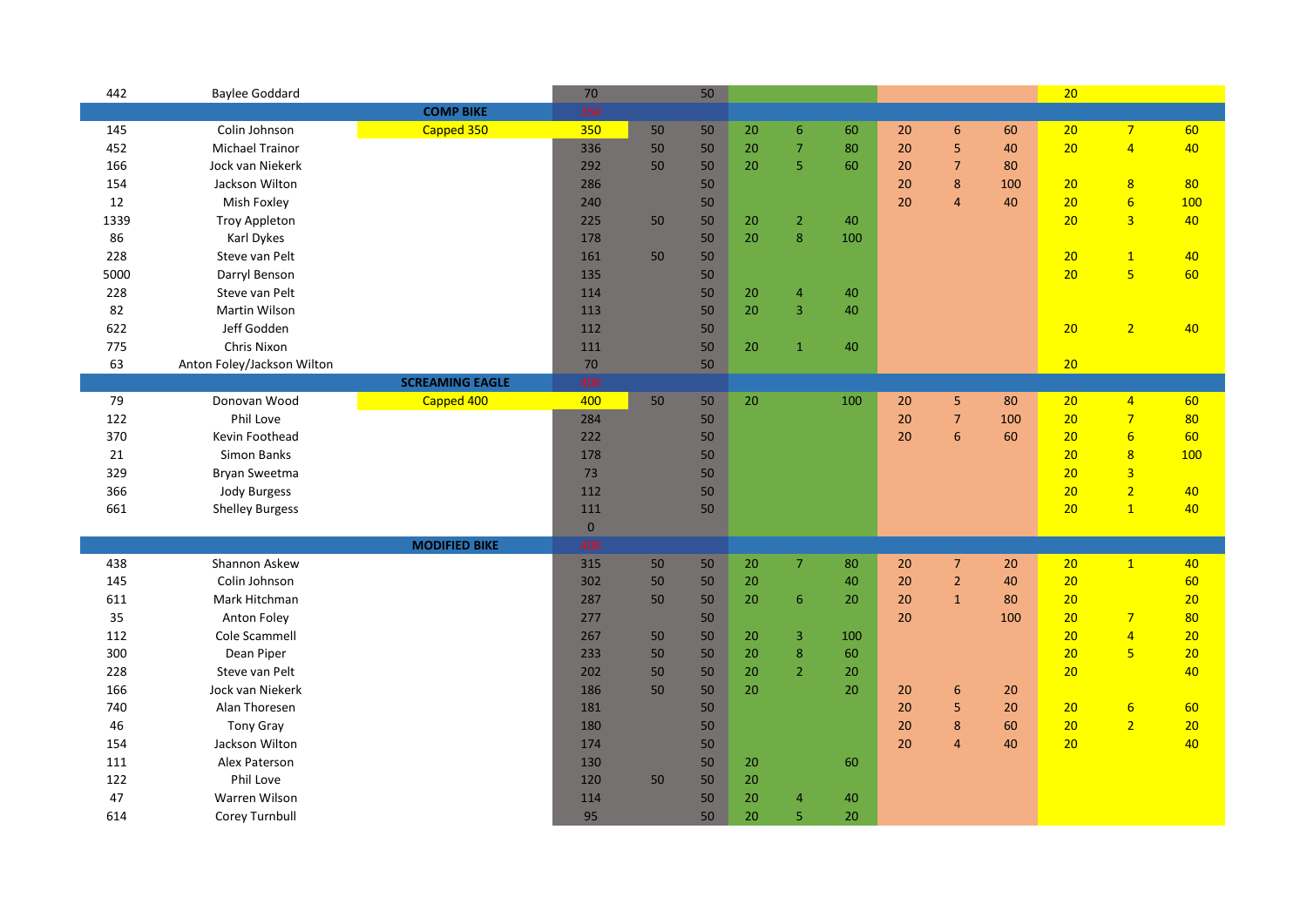| | | | | | | | | | | | | | | |
|---|---|---|---|---|---|---|---|---|---|---|---|---|---|---|
| 442 | Baylee Goddard | | 70 | | 50 | | | | | | | 20 | | |
| | | **COMP BIKE** | 350 | | | | | | | | | | | |
| 145 | Colin Johnson | Capped 350 | 350 | 50 | 50 | 20 | 6 | 60 | 20 | 6 | 60 | 20 | 7 | 60 |
| 452 | Michael Trainor | | 336 | 50 | 50 | 20 | 7 | 80 | 20 | 5 | 40 | 20 | 4 | 40 |
| 166 | Jock van Niekerk | | 292 | 50 | 50 | 20 | 5 | 60 | 20 | 7 | 80 | | | |
| 154 | Jackson Wilton | | 286 | | 50 | | | | 20 | 8 | 100 | 20 | 8 | 80 |
| 12 | Mish Foxley | | 240 | | 50 | | | | 20 | 4 | 40 | 20 | 6 | 100 |
| 1339 | Troy Appleton | | 225 | 50 | 50 | 20 | 2 | 40 | | | | 20 | 3 | 40 |
| 86 | Karl Dykes | | 178 | | 50 | 20 | 8 | 100 | | | | | | |
| 228 | Steve van Pelt | | 161 | 50 | 50 | | | | | | | 20 | 1 | 40 |
| 5000 | Darryl Benson | | 135 | | 50 | | | | | | | 20 | 5 | 60 |
| 228 | Steve van Pelt | | 114 | | 50 | 20 | 4 | 40 | | | | | | |
| 82 | Martin Wilson | | 113 | | 50 | 20 | 3 | 40 | | | | | | |
| 622 | Jeff Godden | | 112 | | 50 | | | | | | | 20 | 2 | 40 |
| 775 | Chris Nixon | | 111 | | 50 | 20 | 1 | 40 | | | | | | |
| 63 | Anton Foley/Jackson Wilton | | 70 | | 50 | | | | | | | 20 | | |
| | | **SCREAMING EAGLE** | 400 | | | | | | | | | | | |
| 79 | Donovan Wood | Capped 400 | 400 | 50 | 50 | 20 | | 100 | 20 | 5 | 80 | 20 | 4 | 60 |
| 122 | Phil Love | | 284 | | 50 | | | | 20 | 7 | 100 | 20 | 7 | 80 |
| 370 | Kevin Foothead | | 222 | | 50 | | | | 20 | 6 | 60 | 20 | 6 | 60 |
| 21 | Simon Banks | | 178 | | 50 | | | | | | | 20 | 8 | 100 |
| 329 | Bryan Sweetma | | 73 | | 50 | | | | | | | 20 | 3 | |
| 366 | Jody Burgess | | 112 | | 50 | | | | | | | 20 | 2 | 40 |
| 661 | Shelley Burgess | | 111 | | 50 | | | | | | | 20 | 1 | 40 |
| | | | 0 | | | | | | | | | | | |
| | | **MODIFIED BIKE** | 400 | | | | | | | | | | | |
| 438 | Shannon Askew | | 315 | 50 | 50 | 20 | 7 | 80 | 20 | 7 | 20 | 20 | 1 | 40 |
| 145 | Colin Johnson | | 302 | 50 | 50 | 20 | | 40 | 20 | 2 | 40 | 20 | | 60 |
| 611 | Mark Hitchman | | 287 | 50 | 50 | 20 | 6 | 20 | 20 | 1 | 80 | 20 | | 20 |
| 35 | Anton Foley | | 277 | | 50 | | | | 20 | | 100 | 20 | 7 | 80 |
| 112 | Cole Scammell | | 267 | 50 | 50 | 20 | 3 | 100 | | | | 20 | 4 | 20 |
| 300 | Dean Piper | | 233 | 50 | 50 | 20 | 8 | 60 | | | | 20 | 5 | 20 |
| 228 | Steve van Pelt | | 202 | 50 | 50 | 20 | 2 | 20 | | | | 20 | | 40 |
| 166 | Jock van Niekerk | | 186 | 50 | 50 | 20 | | 20 | 20 | 6 | 20 | | | |
| 740 | Alan Thoresen | | 181 | | 50 | | | | 20 | 5 | 20 | 20 | 6 | 60 |
| 46 | Tony Gray | | 180 | | 50 | | | | 20 | 8 | 60 | 20 | 2 | 20 |
| 154 | Jackson Wilton | | 174 | | 50 | | | | 20 | 4 | 40 | 20 | | 40 |
| 111 | Alex Paterson | | 130 | | 50 | 20 | | 60 | | | | | | |
| 122 | Phil Love | | 120 | 50 | 50 | 20 | | | | | | | | |
| 47 | Warren Wilson | | 114 | | 50 | 20 | 4 | 40 | | | | | | |
| 614 | Corey Turnbull | | 95 | | 50 | 20 | 5 | 20 | | | | | | |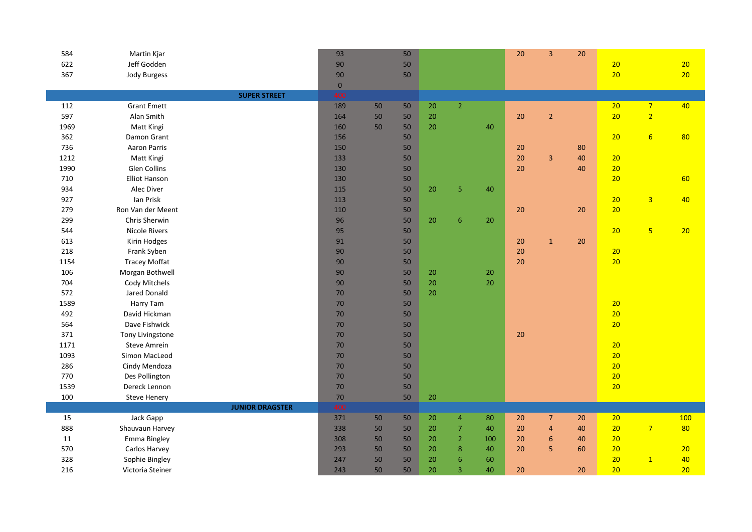| | | | | | | | | | | | | | |
|---|---|---|---|---|---|---|---|---|---|---|---|---|---|
| 584 | Martin Kjar | 93 | | 50 | | | | 20 | 3 | 20 | | | |
| 622 | Jeff Godden | 90 | | 50 | | | | | | | 20 | | 20 |
| 367 | Jody Burgess | 90 | | 50 | | | | | | | 20 | | 20 |
| | | 0 | | | | | | | | | | | |
| | **SUPER STREET** | 400 | | | | | | | | | | | |
| 112 | Grant Emett | 189 | 50 | 50 | 20 | 2 | | | | | 20 | 7 | 40 |
| 597 | Alan Smith | 164 | 50 | 50 | 20 | | | 20 | 2 | | 20 | 2 | |
| 1969 | Matt Kingi | 160 | 50 | 50 | 20 | | 40 | | | | | | |
| 362 | Damon Grant | 156 | | 50 | | | | | | | 20 | 6 | 80 |
| 736 | Aaron Parris | 150 | | 50 | | | | 20 | | 80 | | | |
| 1212 | Matt Kingi | 133 | | 50 | | | | 20 | 3 | 40 | 20 | | |
| 1990 | Glen Collins | 130 | | 50 | | | | 20 | | 40 | 20 | | |
| 710 | Elliot Hanson | 130 | | 50 | | | | | | | 20 | | 60 |
| 934 | Alec Diver | 115 | | 50 | 20 | 5 | 40 | | | | | | |
| 927 | Ian Prisk | 113 | | 50 | | | | | | | 20 | 3 | 40 |
| 279 | Ron Van der Meent | 110 | | 50 | | | | 20 | | 20 | 20 | | |
| 299 | Chris Sherwin | 96 | | 50 | 20 | 6 | 20 | | | | | | |
| 544 | Nicole Rivers | 95 | | 50 | | | | | | | 20 | 5 | 20 |
| 613 | Kirin Hodges | 91 | | 50 | | | | 20 | 1 | 20 | | | |
| 218 | Frank Syben | 90 | | 50 | | | | 20 | | | 20 | | |
| 1154 | Tracey Moffat | 90 | | 50 | | | | 20 | | | 20 | | |
| 106 | Morgan Bothwell | 90 | | 50 | 20 | | 20 | | | | | | |
| 704 | Cody Mitchels | 90 | | 50 | 20 | | 20 | | | | | | |
| 572 | Jared Donald | 70 | | 50 | 20 | | | | | | | | |
| 1589 | Harry Tam | 70 | | 50 | | | | | | | 20 | | |
| 492 | David Hickman | 70 | | 50 | | | | | | | 20 | | |
| 564 | Dave Fishwick | 70 | | 50 | | | | | | | 20 | | |
| 371 | Tony Livingstone | 70 | | 50 | | | | 20 | | | | | |
| 1171 | Steve Amrein | 70 | | 50 | | | | | | | 20 | | |
| 1093 | Simon MacLeod | 70 | | 50 | | | | | | | 20 | | |
| 286 | Cindy Mendoza | 70 | | 50 | | | | | | | 20 | | |
| 770 | Des Pollington | 70 | | 50 | | | | | | | 20 | | |
| 1539 | Dereck Lennon | 70 | | 50 | | | | | | | 20 | | |
| 100 | Steve Henery | 70 | | 50 | 20 | | | | | | | | |
| | **JUNIOR DRAGSTER** | 400 | | | | | | | | | | | |
| 15 | Jack Gapp | 371 | 50 | 50 | 20 | 4 | 80 | 20 | 7 | 20 | 20 | | 100 |
| 888 | Shauvaun Harvey | 338 | 50 | 50 | 20 | 7 | 40 | 20 | 4 | 40 | 20 | 7 | 80 |
| 11 | Emma Bingley | 308 | 50 | 50 | 20 | 2 | 100 | 20 | 6 | 40 | 20 | | |
| 570 | Carlos Harvey | 293 | 50 | 50 | 20 | 8 | 40 | 20 | 5 | 60 | 20 | | 20 |
| 328 | Sophie Bingley | 247 | 50 | 50 | 20 | 6 | 60 | | | | 20 | 1 | 40 |
| 216 | Victoria Steiner | 243 | 50 | 50 | 20 | 3 | 40 | 20 | | 20 | 20 | | 20 |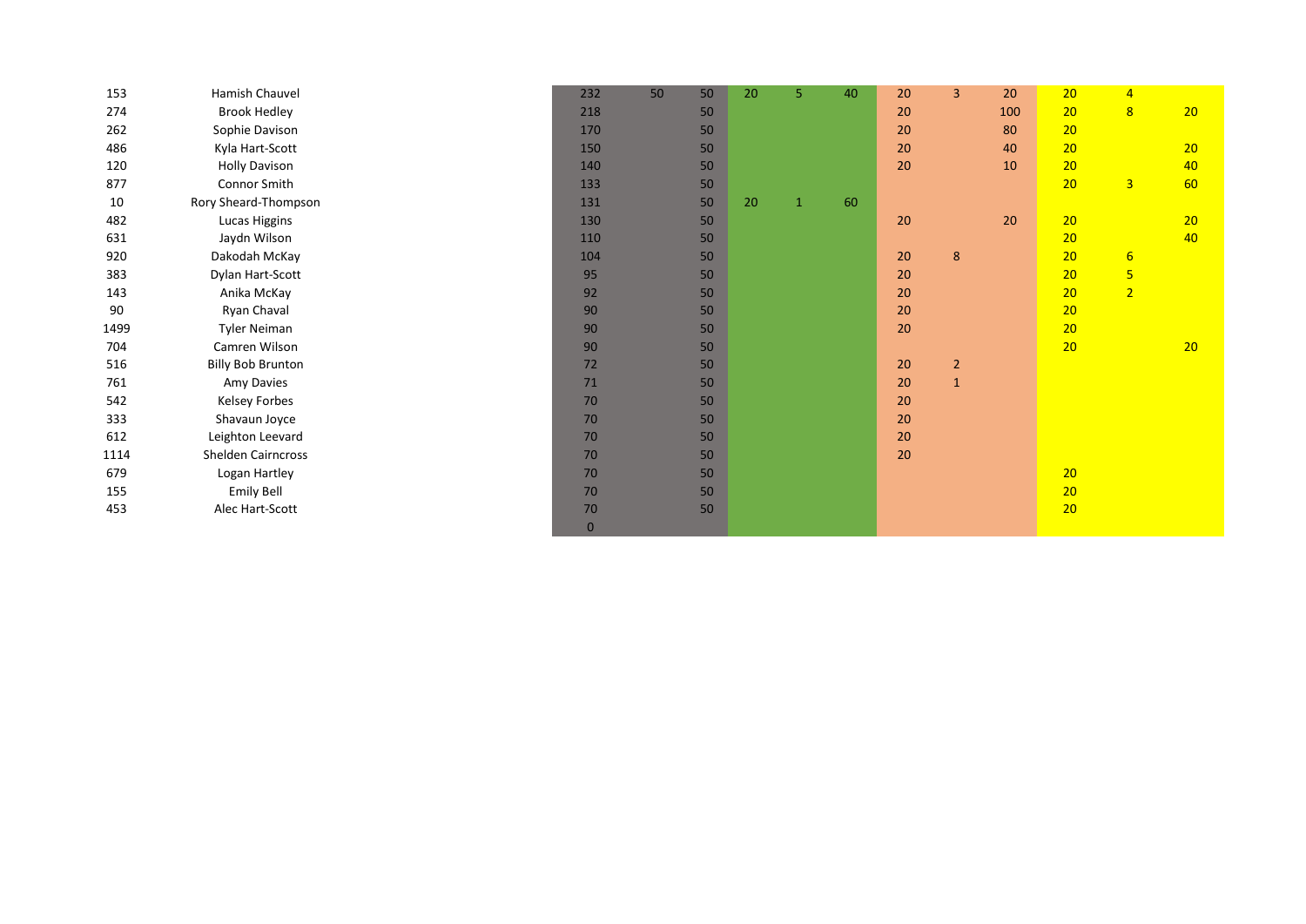| | | | | | | | | | | | | | |
|---|---|---|---|---|---|---|---|---|---|---|---|---|---|
| 153 | Hamish Chauvel | 232 | 50 | 50 | 20 | 5 | 40 | 20 | 3 | 20 | 20 | 4 | |
| 274 | Brook Hedley | 218 | | 50 | | | | 20 | | 100 | 20 | 8 | 20 |
| 262 | Sophie Davison | 170 | | 50 | | | | 20 | | 80 | 20 | | |
| 486 | Kyla Hart-Scott | 150 | | 50 | | | | 20 | | 40 | 20 | | 20 |
| 120 | Holly Davison | 140 | | 50 | | | | 20 | | 10 | 20 | | 40 |
| 877 | Connor Smith | 133 | | 50 | | | | | | | 20 | 3 | 60 |
| 10 | Rory Sheard-Thompson | 131 | | 50 | 20 | 1 | 60 | | | | | | |
| 482 | Lucas Higgins | 130 | | 50 | | | | 20 | | 20 | 20 | | 20 |
| 631 | Jaydn Wilson | 110 | | 50 | | | | | | | 20 | | 40 |
| 920 | Dakodah McKay | 104 | | 50 | | | | 20 | 8 | | 20 | 6 | |
| 383 | Dylan Hart-Scott | 95 | | 50 | | | | 20 | | | 20 | 5 | |
| 143 | Anika McKay | 92 | | 50 | | | | 20 | | | 20 | 2 | |
| 90 | Ryan Chaval | 90 | | 50 | | | | 20 | | | 20 | | |
| 1499 | Tyler Neiman | 90 | | 50 | | | | 20 | | | 20 | | |
| 704 | Camren Wilson | 90 | | 50 | | | | | | | 20 | | 20 |
| 516 | Billy Bob Brunton | 72 | | 50 | | | | 20 | 2 | | | | |
| 761 | Amy Davies | 71 | | 50 | | | | 20 | 1 | | | | |
| 542 | Kelsey Forbes | 70 | | 50 | | | | 20 | | | | | |
| 333 | Shavaun Joyce | 70 | | 50 | | | | 20 | | | | | |
| 612 | Leighton Leevard | 70 | | 50 | | | | 20 | | | | | |
| 1114 | Shelden Cairncross | 70 | | 50 | | | | 20 | | | | | |
| 679 | Logan Hartley | 70 | | 50 | | | | | | | 20 | | |
| 155 | Emily Bell | 70 | | 50 | | | | | | | 20 | | |
| 453 | Alec Hart-Scott | 70 | | 50 | | | | | | | 20 | | |
| | | 0 | | | | | | | | | | | |